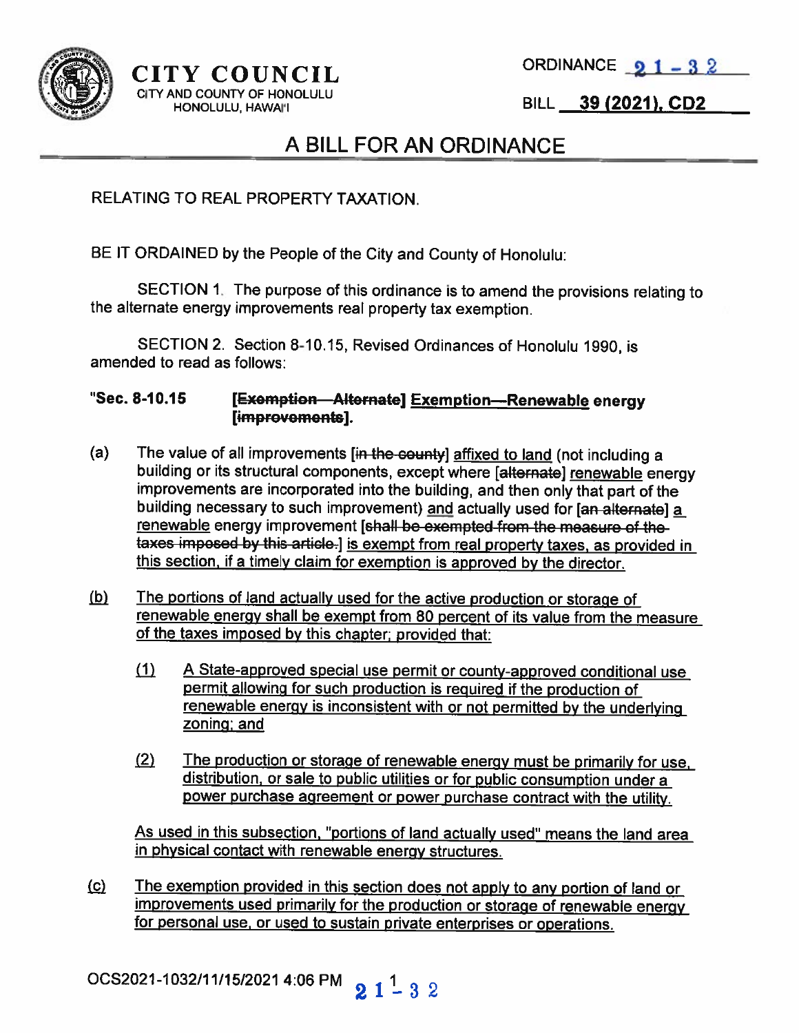**CITY COUNCIL**
CITY AND COUNTY OF HONOLULU
HONOLULU, HAWAI'I

ORDINANCE 21-32

BILL 39 (2021), CD2

# A BILL FOR AN ORDINANCE

RELATING TO REAL PROPERTY TAXATION.

BE IT ORDAINED by the People of the City and County of Honolulu:

SECTION 1. The purpose of this ordinance is to amend the provisions relating to the alternate energy improvements real property tax exemption.

SECTION 2. Section 8-10.15, Revised Ordinances of Honolulu 1990, is amended to read as follows:

**"Sec. 8-10.15 [~~Exemption—Alternate~~] <u>Exemption—Renewable</u> energy [~~improvements~~].**

(a) The value of all improvements [~~in the county~~] <u>affixed to land</u> (not including a building or its structural components, except where [~~alternate~~] <u>renewable</u> energy improvements are incorporated into the building, and then only that part of the building necessary to such improvement) <u>and</u> actually used for [~~an alternate~~] <u>a renewable</u> energy improvement [~~shall be exempted from the measure of the taxes imposed by this article.~~] <u>is exempt from real property taxes, as provided in this section, if a timely claim for exemption is approved by the director.</u>

<u>(b)</u> <u>The portions of land actually used for the active production or storage of renewable energy shall be exempt from 80 percent of its value from the measure of the taxes imposed by this chapter; provided that:</u>

<u>(1)</u> <u>A State-approved special use permit or county-approved conditional use permit allowing for such production is required if the production of renewable energy is inconsistent with or not permitted by the underlying zoning; and</u>

<u>(2)</u> <u>The production or storage of renewable energy must be primarily for use, distribution, or sale to public utilities or for public consumption under a power purchase agreement or power purchase contract with the utility.</u>

<u>As used in this subsection, "portions of land actually used" means the land area in physical contact with renewable energy structures.</u>

<u>(c)</u> <u>The exemption provided in this section does not apply to any portion of land or improvements used primarily for the production or storage of renewable energy for personal use, or used to sustain private enterprises or operations.</u>

OCS2021-1032/11/15/2021 4:06 PM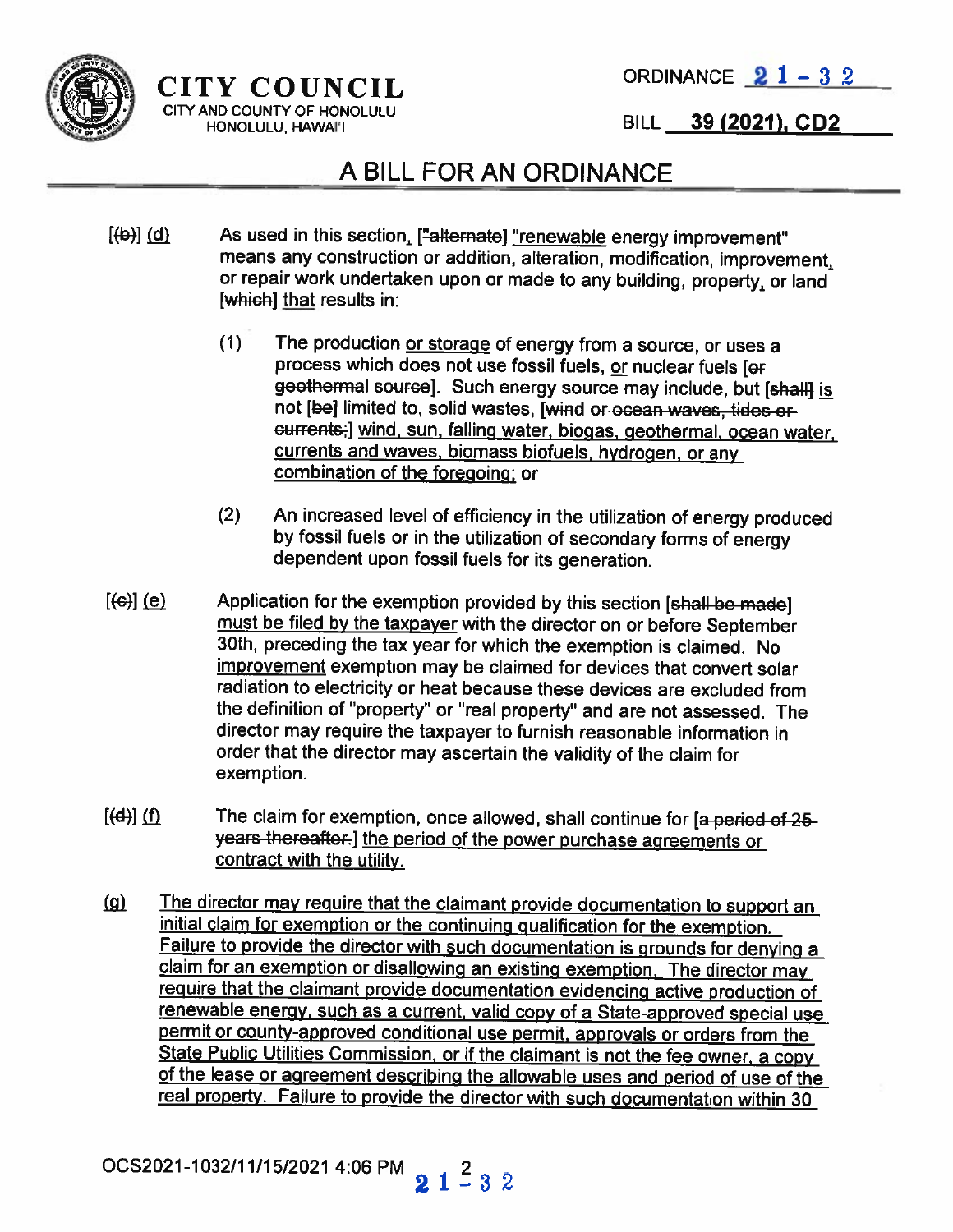CITY COUNCIL
CITY AND COUNTY OF HONOLULU
HONOLULU, HAWAI'I

ORDINANCE 21-32

BILL 39 (2021), CD2

# A BILL FOR AN ORDINANCE

[~~(b)~~] (d) As used in this section, [~~"alternate~~] "renewable energy improvement" means any construction or addition, alteration, modification, improvement, or repair work undertaken upon or made to any building, property, or land [~~which~~] that results in:

(1) The production or storage of energy from a source, or uses a process which does not use fossil fuels, or nuclear fuels [~~or geothermal source~~]. Such energy source may include, but [~~shall~~] is not [~~be~~] limited to, solid wastes, [~~wind or ocean waves, tides or currents;~~] wind, sun, falling water, biogas, geothermal, ocean water, currents and waves, biomass biofuels, hydrogen, or any combination of the foregoing; or

(2) An increased level of efficiency in the utilization of energy produced by fossil fuels or in the utilization of secondary forms of energy dependent upon fossil fuels for its generation.

[~~(c)~~] (e) Application for the exemption provided by this section [~~shall be made~~] must be filed by the taxpayer with the director on or before September 30th, preceding the tax year for which the exemption is claimed. No improvement exemption may be claimed for devices that convert solar radiation to electricity or heat because these devices are excluded from the definition of "property" or "real property" and are not assessed. The director may require the taxpayer to furnish reasonable information in order that the director may ascertain the validity of the claim for exemption.

[~~(d)~~] (f) The claim for exemption, once allowed, shall continue for [~~a period of 25 years thereafter.~~] the period of the power purchase agreements or contract with the utility.

(g) The director may require that the claimant provide documentation to support an initial claim for exemption or the continuing qualification for the exemption. Failure to provide the director with such documentation is grounds for denying a claim for an exemption or disallowing an existing exemption. The director may require that the claimant provide documentation evidencing active production of renewable energy, such as a current, valid copy of a State-approved special use permit or county-approved conditional use permit, approvals or orders from the State Public Utilities Commission, or if the claimant is not the fee owner, a copy of the lease or agreement describing the allowable uses and period of use of the real property. Failure to provide the director with such documentation within 30

OCS2021-1032/11/15/2021 4:06 PM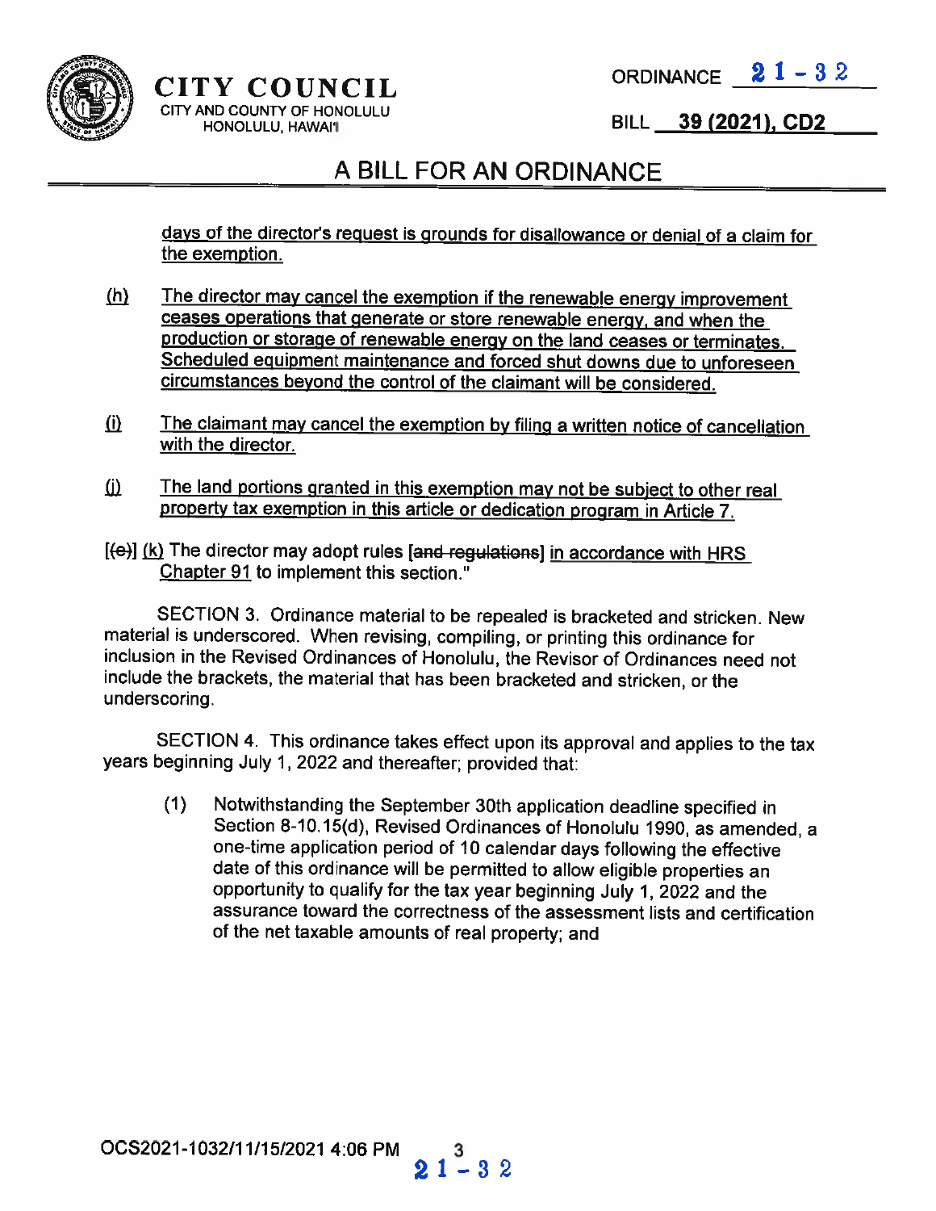**CITY COUNCIL**
CITY AND COUNTY OF HONOLULU
HONOLULU, HAWAI'I

ORDINANCE 21-32

BILL 39 (2021), CD2

# A BILL FOR AN ORDINANCE

days of the director's request is grounds for disallowance or denial of a claim for the exemption.

(h) The director may cancel the exemption if the renewable energy improvement ceases operations that generate or store renewable energy, and when the production or storage of renewable energy on the land ceases or terminates. Scheduled equipment maintenance and forced shut downs due to unforeseen circumstances beyond the control of the claimant will be considered.

(i) The claimant may cancel the exemption by filing a written notice of cancellation with the director.

(j) The land portions granted in this exemption may not be subject to other real property tax exemption in this article or dedication program in Article 7.

[(e)] (k) The director may adopt rules [and regulations] in accordance with HRS Chapter 91 to implement this section."

SECTION 3. Ordinance material to be repealed is bracketed and stricken. New material is underscored. When revising, compiling, or printing this ordinance for inclusion in the Revised Ordinances of Honolulu, the Revisor of Ordinances need not include the brackets, the material that has been bracketed and stricken, or the underscoring.

SECTION 4. This ordinance takes effect upon its approval and applies to the tax years beginning July 1, 2022 and thereafter; provided that:

(1) Notwithstanding the September 30th application deadline specified in Section 8-10.15(d), Revised Ordinances of Honolulu 1990, as amended, a one-time application period of 10 calendar days following the effective date of this ordinance will be permitted to allow eligible properties an opportunity to qualify for the tax year beginning July 1, 2022 and the assurance toward the correctness of the assessment lists and certification of the net taxable amounts of real property; and

OCS2021-1032/11/15/2021 4:06 PM

21-32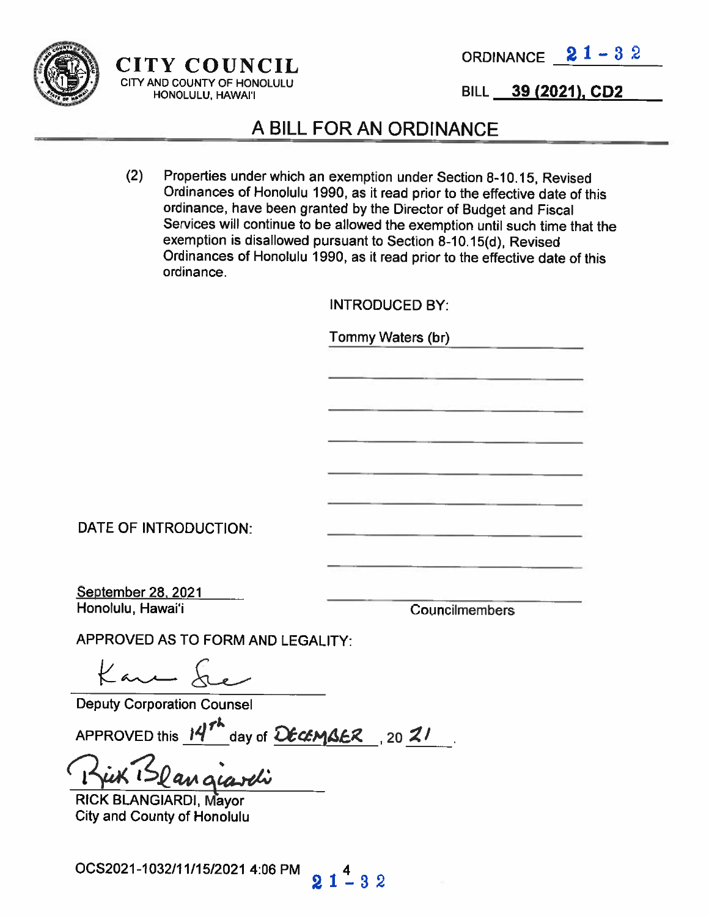**CITY COUNCIL**
CITY AND COUNTY OF HONOLULU
HONOLULU, HAWAI'I

ORDINANCE 21-32

BILL 39 (2021), CD2

# A BILL FOR AN ORDINANCE

(2) Properties under which an exemption under Section 8-10.15, Revised Ordinances of Honolulu 1990, as it read prior to the effective date of this ordinance, have been granted by the Director of Budget and Fiscal Services will continue to be allowed the exemption until such time that the exemption is disallowed pursuant to Section 8-10.15(d), Revised Ordinances of Honolulu 1990, as it read prior to the effective date of this ordinance.

INTRODUCED BY:

Tommy Waters (br)

DATE OF INTRODUCTION:

September 28, 2021
Honolulu, Hawai'i

Councilmembers

APPROVED AS TO FORM AND LEGALITY:

Deputy Corporation Counsel

APPROVED this 14th day of DECEMBER, 20 21.

RICK BLANGIARDI, Mayor
City and County of Honolulu

OCS2021-1032/11/15/2021 4:06 PM

21-32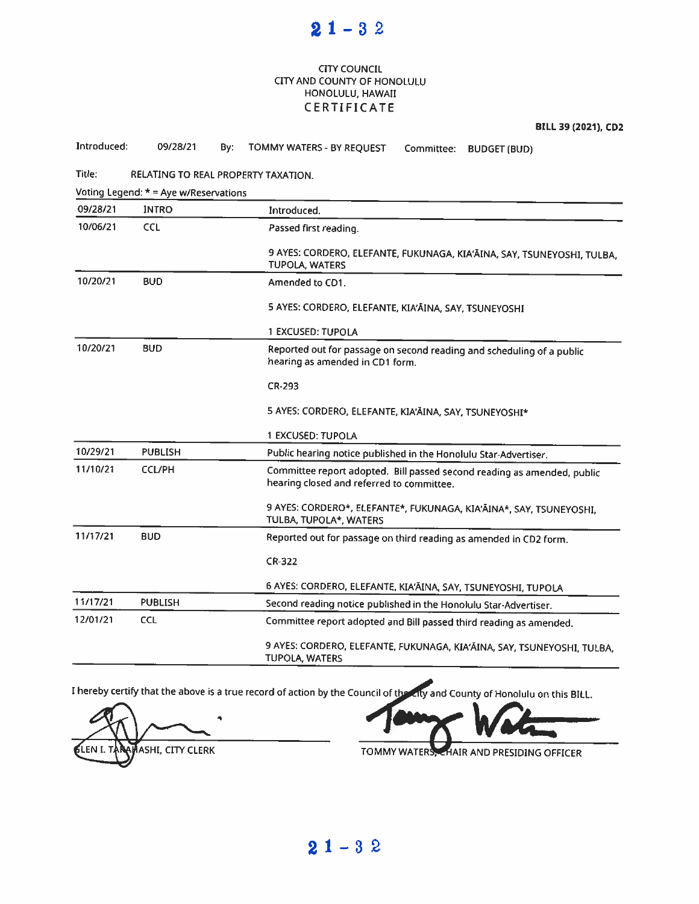21-32

CITY COUNCIL
CITY AND COUNTY OF HONOLULU
HONOLULU, HAWAII
CERTIFICATE

**BILL 39 (2021), CD2**

Introduced: 09/28/21 By: TOMMY WATERS - BY REQUEST Committee: BUDGET (BUD)

Title: RELATING TO REAL PROPERTY TAXATION.

Voting Legend: * = Aye w/Reservations

| | | |
|---|---|---|
| 09/28/21 | INTRO | Introduced. |
| 10/06/21 | CCL | Passed first reading.<br><br>9 AYES: CORDERO, ELEFANTE, FUKUNAGA, KIA'ĀINA, SAY, TSUNEYOSHI, TULBA, TUPOLA, WATERS |
| 10/20/21 | BUD | Amended to CD1.<br><br>5 AYES: CORDERO, ELEFANTE, KIA'ĀINA, SAY, TSUNEYOSHI<br><br>1 EXCUSED: TUPOLA |
| 10/20/21 | BUD | Reported out for passage on second reading and scheduling of a public hearing as amended in CD1 form.<br><br>CR-293<br><br>5 AYES: CORDERO, ELEFANTE, KIA'ĀINA, SAY, TSUNEYOSHI*<br><br>1 EXCUSED: TUPOLA |
| 10/29/21 | PUBLISH | Public hearing notice published in the Honolulu Star-Advertiser. |
| 11/10/21 | CCL/PH | Committee report adopted. Bill passed second reading as amended, public hearing closed and referred to committee.<br><br>9 AYES: CORDERO*, ELEFANTE*, FUKUNAGA, KIA'ĀINA*, SAY, TSUNEYOSHI, TULBA, TUPOLA*, WATERS |
| 11/17/21 | BUD | Reported out for passage on third reading as amended in CD2 form.<br><br>CR-322<br><br>6 AYES: CORDERO, ELEFANTE, KIA'ĀINA, SAY, TSUNEYOSHI, TUPOLA |
| 11/17/21 | PUBLISH | Second reading notice published in the Honolulu Star-Advertiser. |
| 12/01/21 | CCL | Committee report adopted and Bill passed third reading as amended.<br><br>9 AYES: CORDERO, ELEFANTE, FUKUNAGA, KIA'ĀINA, SAY, TSUNEYOSHI, TULBA, TUPOLA, WATERS |

I hereby certify that the above is a true record of action by the Council of the City and County of Honolulu on this BILL.

GLEN I. TAKAHASHI, CITY CLERK

TOMMY WATERS, CHAIR AND PRESIDING OFFICER

21-32